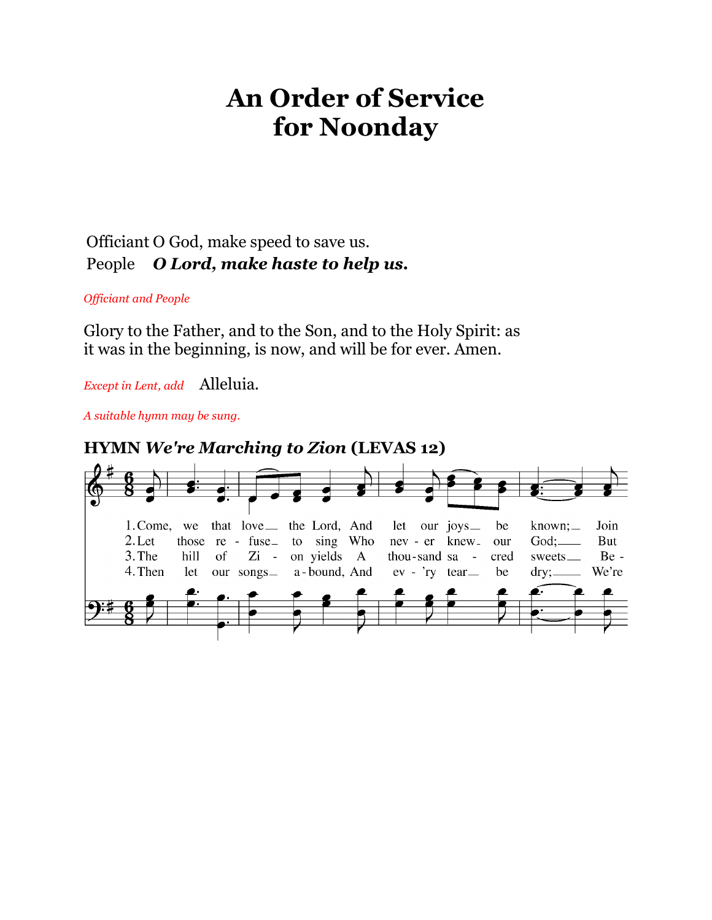# An Order of Service for Noonday

Officiant O God, make speed to save us.
People ***O Lord, make haste to help us.***

*Officiant and People*

Glory to the Father, and to the Son, and to the Holy Spirit: as it was in the beginning, is now, and will be for ever. Amen.

*Except in Lent, add* Alleluia.

*A suitable hymn may be sung.*

### HYMN *We're Marching to Zion* (LEVAS 12)

1. Come, we that love the Lord, And let our joys be known; Join
2. Let those refuse to sing Who never knew our God; But
3. The hill of Zion yields A thousand sacred sweets Be-
4. Then let our songs abound, And ev'ry tear be dry; We're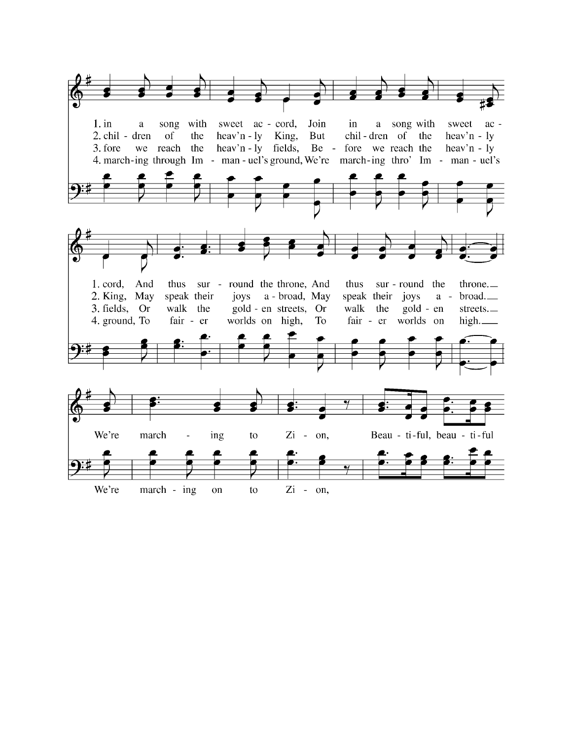1. in a song with sweet ac - cord, Join in a song with sweet ac -
2. chil - dren of the heav'n - ly King, But chil - dren of the heav'n - ly
3. fore we reach the heav'n - ly fields, Be - fore we reach the heav'n - ly
4. march - ing through Im - man - uel's ground, We're march - ing thro' Im - man - uel's

1. cord, And thus sur - round the throne, And thus sur - round the throne.
2. King, May speak their joys a - broad, May speak their joys a - broad.
3. fields, Or walk the gold - en streets, Or walk the gold - en streets.
4. ground, To fair - er worlds on high, To fair - er worlds on high.

We're march - ing to Zi - on, Beau - ti - ful, beau - ti - ful

We're march - ing on to Zi - on,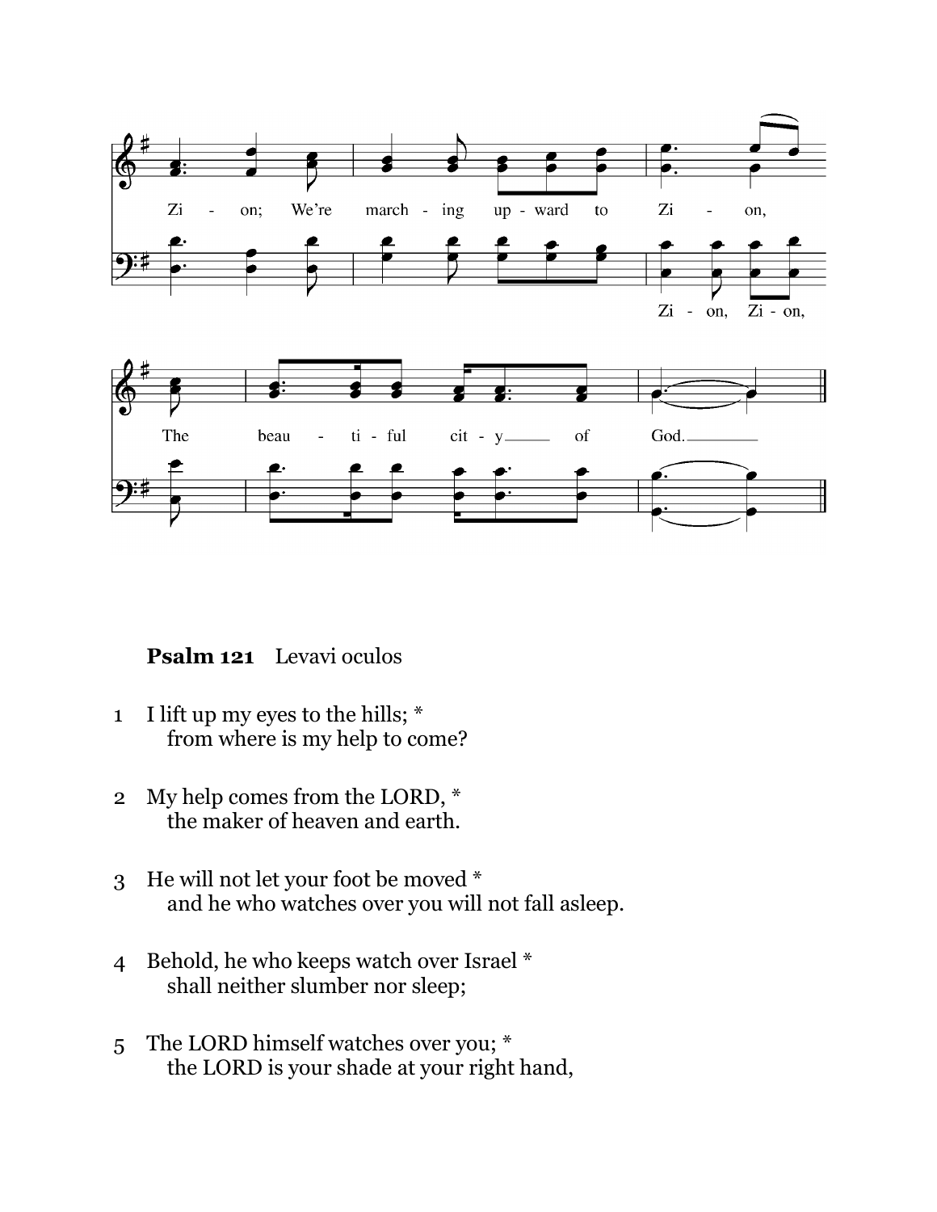Zi - on; We're march - ing up - ward to Zi - on,

Zi - on, Zi - on,

The beau - ti - ful cit - y of God.

**Psalm 121** Levavi oculos

1 I lift up my eyes to the hills; *
   from where is my help to come?

2 My help comes from the LORD, *
   the maker of heaven and earth.

3 He will not let your foot be moved *
   and he who watches over you will not fall asleep.

4 Behold, he who keeps watch over Israel *
   shall neither slumber nor sleep;

5 The LORD himself watches over you; *
   the LORD is your shade at your right hand,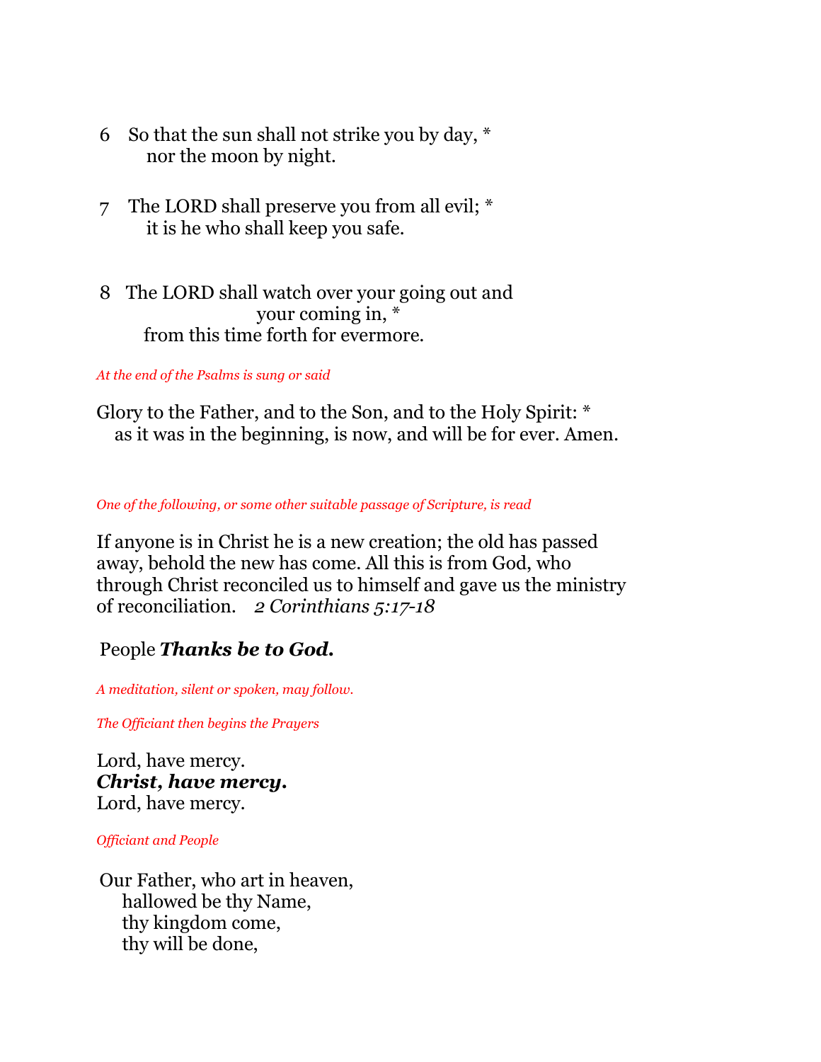6 So that the sun shall not strike you by day, *
  nor the moon by night.

7 The LORD shall preserve you from all evil; *
  it is he who shall keep you safe.

8 The LORD shall watch over your going out and
  your coming in, *
  from this time forth for evermore.

*At the end of the Psalms is sung or said*

Glory to the Father, and to the Son, and to the Holy Spirit: *
  as it was in the beginning, is now, and will be for ever. Amen.

*One of the following, or some other suitable passage of Scripture, is read*

If anyone is in Christ he is a new creation; the old has passed away, behold the new has come. All this is from God, who through Christ reconciled us to himself and gave us the ministry of reconciliation. *2 Corinthians 5:17-18*

People ***Thanks be to God.***

*A meditation, silent or spoken, may follow.*

*The Officiant then begins the Prayers*

Lord, have mercy.
***Christ, have mercy.***
Lord, have mercy.

*Officiant and People*

Our Father, who art in heaven,
  hallowed be thy Name,
  thy kingdom come,
  thy will be done,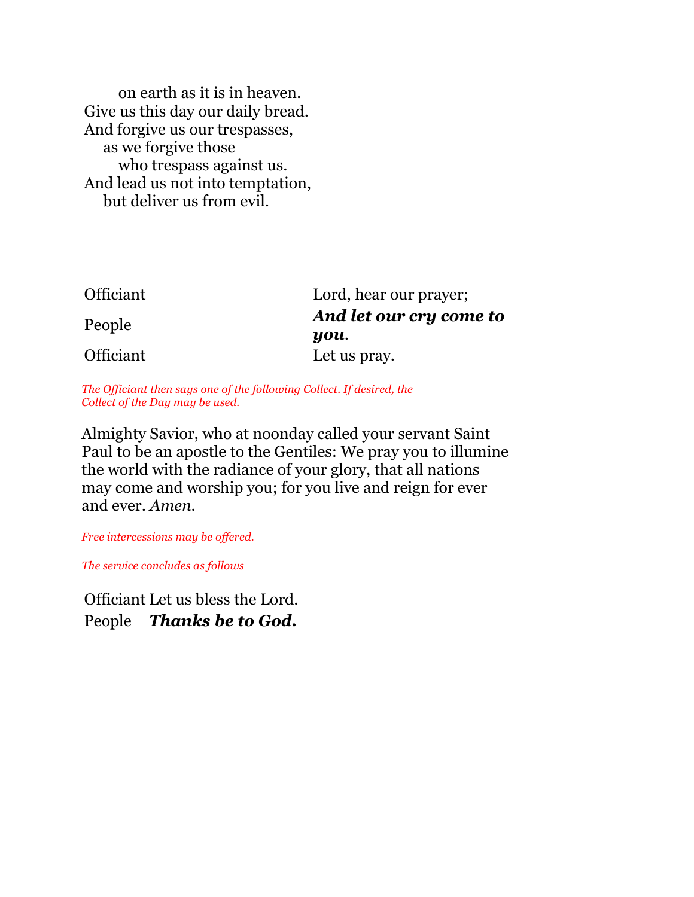on earth as it is in heaven.
Give us this day our daily bread.
And forgive us our trespasses,
as we forgive those
who trespass against us.
And lead us not into temptation,
but deliver us from evil.

| | |
|---|---|
| Officiant | Lord, hear our prayer; |
| People | ***And let our cry come to you*.** |
| Officiant | Let us pray. |

*The Officiant then says one of the following Collect. If desired, the Collect of the Day may be used.*

Almighty Savior, who at noonday called your servant Saint Paul to be an apostle to the Gentiles: We pray you to illumine the world with the radiance of your glory, that all nations may come and worship you; for you live and reign for ever and ever. *Amen.*

*Free intercessions may be offered.*

*The service concludes as follows*

Officiant Let us bless the Lord.
People ***Thanks be to God.***